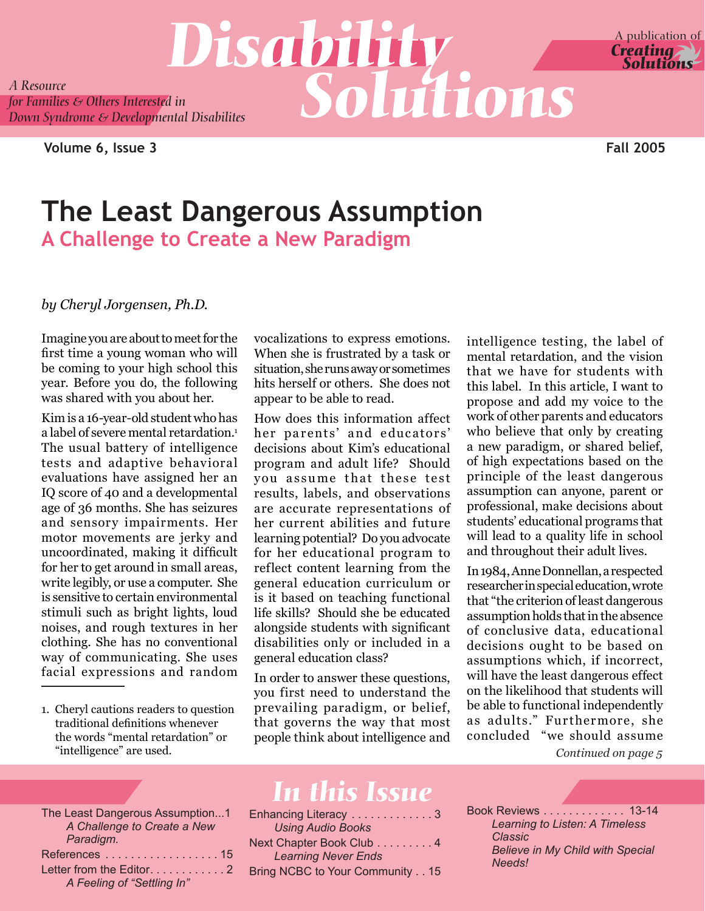# Disability Solutions

*A Resource for Families & Others Interested in Down Syndrome & Developmental Disabilites*

A publication of Creating Solutions

**Volume 6, Issue 3** **Fall 2005**

# The Least Dangerous Assumption

## A Challenge to Create a New Paradigm

*by Cheryl Jorgensen, Ph.D.*

Imagine you are about to meet for the first time a young woman who will be coming to your high school this year. Before you do, the following was shared with you about her.

Kim is a 16-year-old student who has a label of severe mental retardation.[1] The usual battery of intelligence tests and adaptive behavioral evaluations have assigned her an IQ score of 40 and a developmental age of 36 months. She has seizures and sensory impairments. Her motor movements are jerky and uncoordinated, making it difficult for her to get around in small areas, write legibly, or use a computer. She is sensitive to certain environmental stimuli such as bright lights, loud noises, and rough textures in her clothing. She has no conventional way of communicating. She uses facial expressions and random vocalizations to express emotions. When she is frustrated by a task or situation, she runs away or sometimes hits herself or others. She does not appear to be able to read.

How does this information affect her parents' and educators' decisions about Kim's educational program and adult life? Should you assume that these test results, labels, and observations are accurate representations of her current abilities and future learning potential? Do you advocate for her educational program to reflect content learning from the general education curriculum or is it based on teaching functional life skills? Should she be educated alongside students with significant disabilities only or included in a general education class?

In order to answer these questions, you first need to understand the prevailing paradigm, or belief, that governs the way that most people think about intelligence and intelligence testing, the label of mental retardation, and the vision that we have for students with this label. In this article, I want to propose and add my voice to the work of other parents and educators who believe that only by creating a new paradigm, or shared belief, of high expectations based on the principle of the least dangerous assumption can anyone, parent or professional, make decisions about students' educational programs that will lead to a quality life in school and throughout their adult lives.

In 1984, Anne Donnellan, a respected researcher in special education, wrote that "the criterion of least dangerous assumption holds that in the absence of conclusive data, educational decisions ought to be based on assumptions which, if incorrect, will have the least dangerous effect on the likelihood that students will be able to functional independently as adults." Furthermore, she concluded "we should assume

*Continued on page 5*

1. Cheryl cautions readers to question traditional definitions whenever the words "mental retardation" or "intelligence" are used.

## In this Issue

- The Least Dangerous Assumption...1
  *A Challenge to Create a New Paradigm.*
- References . . . . . . . . . . . . . . . . . . 15
- Letter from the Editor. . . . . . . . . . . . 2
  *A Feeling of "Settling In"*
- Enhancing Literacy . . . . . . . . . . . . . 3
  *Using Audio Books*
- Next Chapter Book Club . . . . . . . . . 4
  *Learning Never Ends*
- Bring NCBC to Your Community . . 15
- Book Reviews . . . . . . . . . . . . . 13-14
  *Learning to Listen: A Timeless Classic*
  *Believe in My Child with Special Needs!*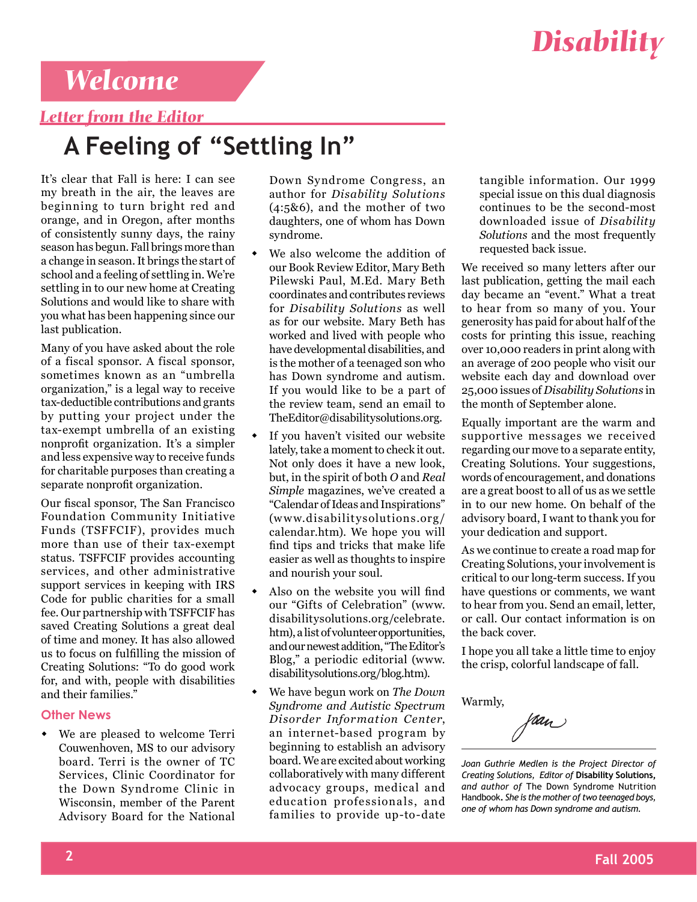# Welcome

## Letter from the Editor

# A Feeling of "Settling In"

It's clear that Fall is here: I can see my breath in the air, the leaves are beginning to turn bright red and orange, and in Oregon, after months of consistently sunny days, the rainy season has begun. Fall brings more than a change in season. It brings the start of school and a feeling of settling in. We're settling in to our new home at Creating Solutions and would like to share with you what has been happening since our last publication.

Many of you have asked about the role of a fiscal sponsor. A fiscal sponsor, sometimes known as an "umbrella organization," is a legal way to receive tax-deductible contributions and grants by putting your project under the tax-exempt umbrella of an existing nonprofit organization. It's a simpler and less expensive way to receive funds for charitable purposes than creating a separate nonprofit organization.

Our fiscal sponsor, The San Francisco Foundation Community Initiative Funds (TSFFCIF), provides much more than use of their tax-exempt status. TSFFCIF provides accounting services, and other administrative support services in keeping with IRS Code for public charities for a small fee. Our partnership with TSFFCIF has saved Creating Solutions a great deal of time and money. It has also allowed us to focus on fulfilling the mission of Creating Solutions: "To do good work for, and with, people with disabilities and their families."

### Other News

- We are pleased to welcome Terri Couwenhoven, MS to our advisory board. Terri is the owner of TC Services, Clinic Coordinator for the Down Syndrome Clinic in Wisconsin, member of the Parent Advisory Board for the National Down Syndrome Congress, an author for *Disability Solutions* (4:5&6), and the mother of two daughters, one of whom has Down syndrome.
- We also welcome the addition of our Book Review Editor, Mary Beth Pilewski Paul, M.Ed. Mary Beth coordinates and contributes reviews for *Disability Solutions* as well as for our website. Mary Beth has worked and lived with people who have developmental disabilities, and is the mother of a teenaged son who has Down syndrome and autism. If you would like to be a part of the review team, send an email to TheEditor@disabilitysolutions.org.
- If you haven't visited our website lately, take a moment to check it out. Not only does it have a new look, but, in the spirit of both *O* and *Real Simple* magazines, we've created a "Calendar of Ideas and Inspirations" (www.disabilitysolutions.org/calendar.htm). We hope you will find tips and tricks that make life easier as well as thoughts to inspire and nourish your soul.
- Also on the website you will find our "Gifts of Celebration" (www.disabilitysolutions.org/celebrate.htm), a list of volunteer opportunities, and our newest addition, "The Editor's Blog," a periodic editorial (www.disabilitysolutions.org/blog.htm).
- We have begun work on *The Down Syndrome and Autistic Spectrum Disorder Information Center*, an internet-based program by beginning to establish an advisory board. We are excited about working collaboratively with many different advocacy groups, medical and education professionals, and families to provide up-to-date tangible information. Our 1999 special issue on this dual diagnosis continues to be the second-most downloaded issue of *Disability Solutions* and the most frequently requested back issue.

We received so many letters after our last publication, getting the mail each day became an "event." What a treat to hear from so many of you. Your generosity has paid for about half of the costs for printing this issue, reaching over 10,000 readers in print along with an average of 200 people who visit our website each day and download over 25,000 issues of *Disability Solutions* in the month of September alone.

Equally important are the warm and supportive messages we received regarding our move to a separate entity, Creating Solutions. Your suggestions, words of encouragement, and donations are a great boost to all of us as we settle in to our new home. On behalf of the advisory board, I want to thank you for your dedication and support.

As we continue to create a road map for Creating Solutions, your involvement is critical to our long-term success. If you have questions or comments, we want to hear from you. Send an email, letter, or call. Our contact information is on the back cover.

I hope you all take a little time to enjoy the crisp, colorful landscape of fall.

Warmly,

Joan

*Joan Guthrie Medlen is the Project Director of Creating Solutions, Editor of* **Disability Solutions,** *and author of* The Down Syndrome Nutrition Handbook. *She is the mother of two teenaged boys, one of whom has Down syndrome and autism.*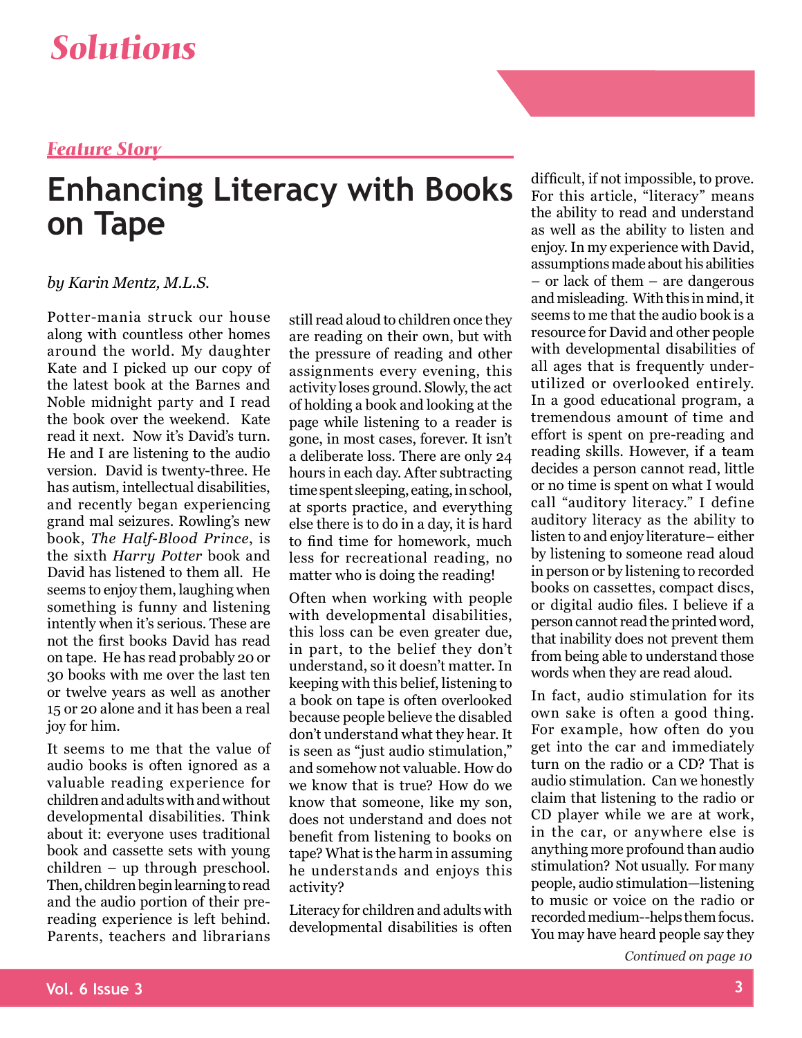## *Feature Story*

# Enhancing Literacy with Books on Tape

*by Karin Mentz, M.L.S.*

Potter-mania struck our house along with countless other homes around the world. My daughter Kate and I picked up our copy of the latest book at the Barnes and Noble midnight party and I read the book over the weekend. Kate read it next. Now it's David's turn. He and I are listening to the audio version. David is twenty-three. He has autism, intellectual disabilities, and recently began experiencing grand mal seizures. Rowling's new book, *The Half-Blood Prince*, is the sixth *Harry Potter* book and David has listened to them all. He seems to enjoy them, laughing when something is funny and listening intently when it's serious. These are not the first books David has read on tape. He has read probably 20 or 30 books with me over the last ten or twelve years as well as another 15 or 20 alone and it has been a real joy for him.

It seems to me that the value of audio books is often ignored as a valuable reading experience for children and adults with and without developmental disabilities. Think about it: everyone uses traditional book and cassette sets with young children – up through preschool. Then, children begin learning to read and the audio portion of their pre-reading experience is left behind. Parents, teachers and librarians still read aloud to children once they are reading on their own, but with the pressure of reading and other assignments every evening, this activity loses ground. Slowly, the act of holding a book and looking at the page while listening to a reader is gone, in most cases, forever. It isn't a deliberate loss. There are only 24 hours in each day. After subtracting time spent sleeping, eating, in school, at sports practice, and everything else there is to do in a day, it is hard to find time for homework, much less for recreational reading, no matter who is doing the reading!

Often when working with people with developmental disabilities, this loss can be even greater due, in part, to the belief they don't understand, so it doesn't matter. In keeping with this belief, listening to a book on tape is often overlooked because people believe the disabled don't understand what they hear. It is seen as "just audio stimulation," and somehow not valuable. How do we know that is true? How do we know that someone, like my son, does not understand and does not benefit from listening to books on tape? What is the harm in assuming he understands and enjoys this activity?

Literacy for children and adults with developmental disabilities is often difficult, if not impossible, to prove. For this article, "literacy" means the ability to read and understand as well as the ability to listen and enjoy. In my experience with David, assumptions made about his abilities – or lack of them – are dangerous and misleading. With this in mind, it seems to me that the audio book is a resource for David and other people with developmental disabilities of all ages that is frequently under-utilized or overlooked entirely. In a good educational program, a tremendous amount of time and effort is spent on pre-reading and reading skills. However, if a team decides a person cannot read, little or no time is spent on what I would call "auditory literacy." I define auditory literacy as the ability to listen to and enjoy literature– either by listening to someone read aloud in person or by listening to recorded books on cassettes, compact discs, or digital audio files. I believe if a person cannot read the printed word, that inability does not prevent them from being able to understand those words when they are read aloud.

In fact, audio stimulation for its own sake is often a good thing. For example, how often do you get into the car and immediately turn on the radio or a CD? That is audio stimulation. Can we honestly claim that listening to the radio or CD player while we are at work, in the car, or anywhere else is anything more profound than audio stimulation? Not usually. For many people, audio stimulation—listening to music or voice on the radio or recorded medium--helps them focus. You may have heard people say they

*Continued on page 10*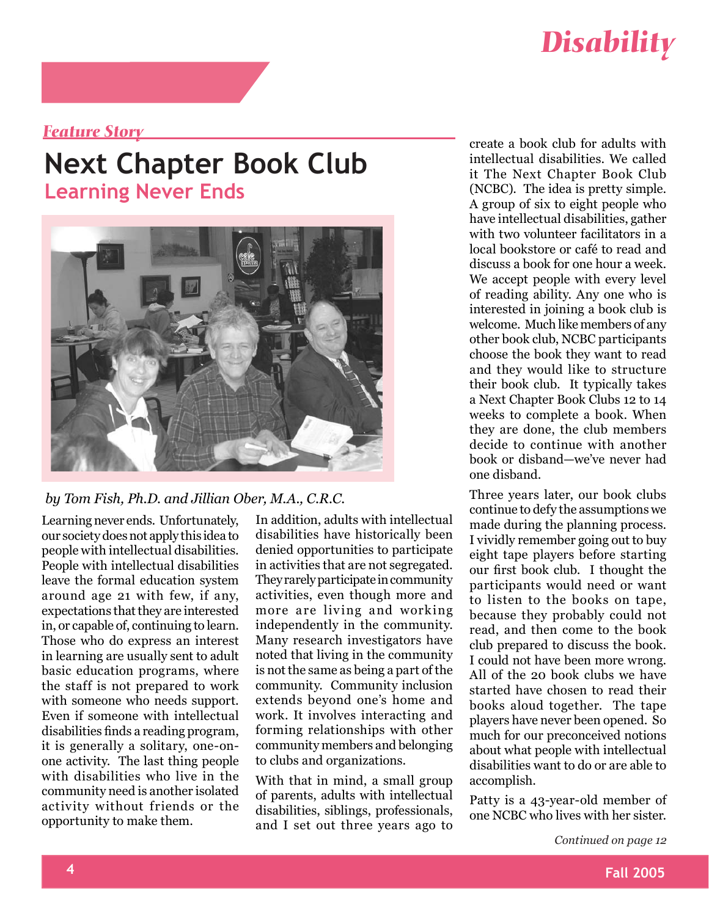*Feature Story*

# Next Chapter Book Club

## Learning Never Ends

*by Tom Fish, Ph.D. and Jillian Ober, M.A., C.R.C.*

Learning never ends. Unfortunately, our society does not apply this idea to people with intellectual disabilities. People with intellectual disabilities leave the formal education system around age 21 with few, if any, expectations that they are interested in, or capable of, continuing to learn. Those who do express an interest in learning are usually sent to adult basic education programs, where the staff is not prepared to work with someone who needs support. Even if someone with intellectual disabilities finds a reading program, it is generally a solitary, one-on-one activity. The last thing people with disabilities who live in the community need is another isolated activity without friends or the opportunity to make them.

In addition, adults with intellectual disabilities have historically been denied opportunities to participate in activities that are not segregated. They rarely participate in community activities, even though more and more are living and working independently in the community. Many research investigators have noted that living in the community is not the same as being a part of the community. Community inclusion extends beyond one's home and work. It involves interacting and forming relationships with other community members and belonging to clubs and organizations.

With that in mind, a small group of parents, adults with intellectual disabilities, siblings, professionals, and I set out three years ago to create a book club for adults with intellectual disabilities. We called it The Next Chapter Book Club (NCBC). The idea is pretty simple. A group of six to eight people who have intellectual disabilities, gather with two volunteer facilitators in a local bookstore or café to read and discuss a book for one hour a week. We accept people with every level of reading ability. Any one who is interested in joining a book club is welcome. Much like members of any other book club, NCBC participants choose the book they want to read and they would like to structure their book club. It typically takes a Next Chapter Book Clubs 12 to 14 weeks to complete a book. When they are done, the club members decide to continue with another book or disband—we've never had one disband.

Three years later, our book clubs continue to defy the assumptions we made during the planning process. I vividly remember going out to buy eight tape players before starting our first book club. I thought the participants would need or want to listen to the books on tape, because they probably could not read, and then come to the book club prepared to discuss the book. I could not have been more wrong. All of the 20 book clubs we have started have chosen to read their books aloud together. The tape players have never been opened. So much for our preconceived notions about what people with intellectual disabilities want to do or are able to accomplish.

Patty is a 43-year-old member of one NCBC who lives with her sister.

*Continued on page 12*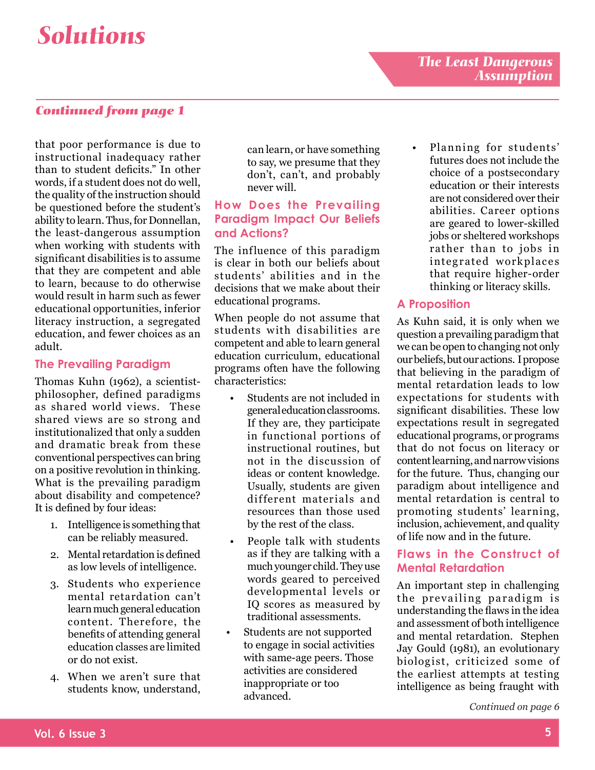*Continued from page 1*

that poor performance is due to instructional inadequacy rather than to student deficits." In other words, if a student does not do well, the quality of the instruction should be questioned before the student's ability to learn. Thus, for Donnellan, the least-dangerous assumption when working with students with significant disabilities is to assume that they are competent and able to learn, because to do otherwise would result in harm such as fewer educational opportunities, inferior literacy instruction, a segregated education, and fewer choices as an adult.

## The Prevailing Paradigm

Thomas Kuhn (1962), a scientist-philosopher, defined paradigms as shared world views. These shared views are so strong and institutionalized that only a sudden and dramatic break from these conventional perspectives can bring on a positive revolution in thinking. What is the prevailing paradigm about disability and competence? It is defined by four ideas:

1. Intelligence is something that can be reliably measured.
2. Mental retardation is defined as low levels of intelligence.
3. Students who experience mental retardation can't learn much general education content. Therefore, the benefits of attending general education classes are limited or do not exist.
4. When we aren't sure that students know, understand, can learn, or have something to say, we presume that they don't, can't, and probably never will.

## How Does the Prevailing Paradigm Impact Our Beliefs and Actions?

The influence of this paradigm is clear in both our beliefs about students' abilities and in the decisions that we make about their educational programs.

When people do not assume that students with disabilities are competent and able to learn general education curriculum, educational programs often have the following characteristics:

- Students are not included in general education classrooms. If they are, they participate in functional portions of instructional routines, but not in the discussion of ideas or content knowledge. Usually, students are given different materials and resources than those used by the rest of the class.
- People talk with students as if they are talking with a much younger child. They use words geared to perceived developmental levels or IQ scores as measured by traditional assessments.
- Students are not supported to engage in social activities with same-age peers. Those activities are considered inappropriate or too advanced.
- Planning for students' futures does not include the choice of a postsecondary education or their interests are not considered over their abilities. Career options are geared to lower-skilled jobs or sheltered workshops rather than to jobs in integrated workplaces that require higher-order thinking or literacy skills.

## A Proposition

As Kuhn said, it is only when we question a prevailing paradigm that we can be open to changing not only our beliefs, but our actions. I propose that believing in the paradigm of mental retardation leads to low expectations for students with significant disabilities. These low expectations result in segregated educational programs, or programs that do not focus on literacy or content learning, and narrow visions for the future. Thus, changing our paradigm about intelligence and mental retardation is central to promoting students' learning, inclusion, achievement, and quality of life now and in the future.

## Flaws in the Construct of Mental Retardation

An important step in challenging the prevailing paradigm is understanding the flaws in the idea and assessment of both intelligence and mental retardation. Stephen Jay Gould (1981), an evolutionary biologist, criticized some of the earliest attempts at testing intelligence as being fraught with

*Continued on page 6*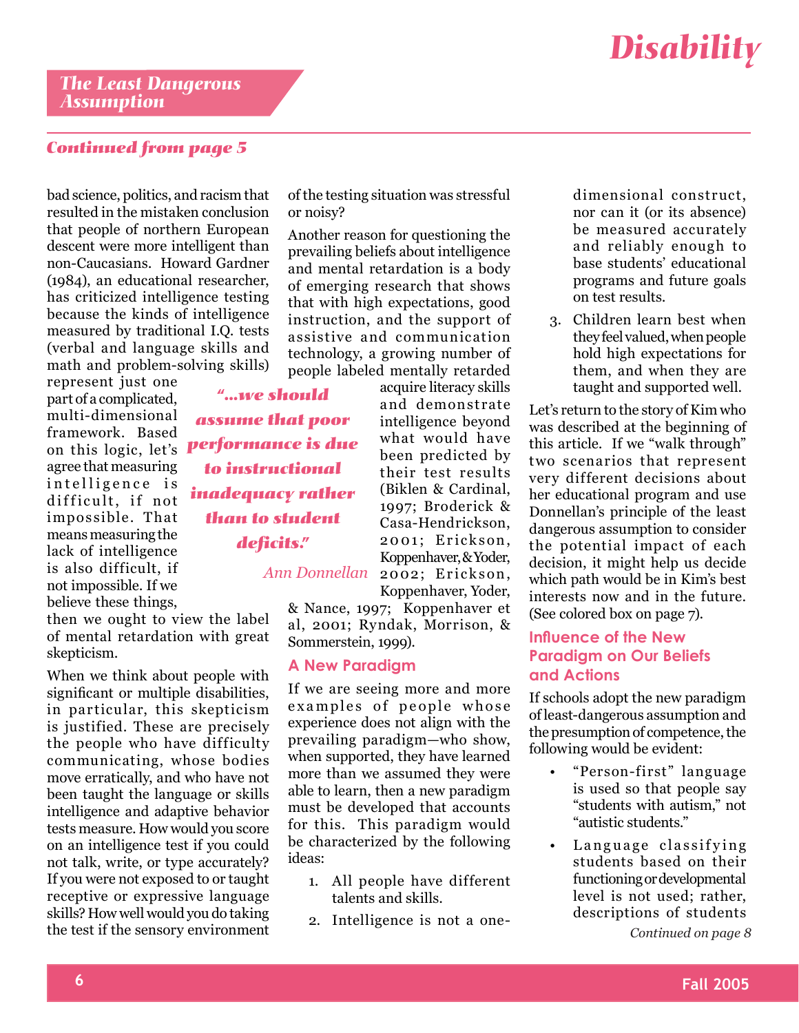## The Least Dangerous Assumption

*Continued from page 5*

bad science, politics, and racism that resulted in the mistaken conclusion that people of northern European descent were more intelligent than non-Caucasians. Howard Gardner (1984), an educational researcher, has criticized intelligence testing because the kinds of intelligence measured by traditional I.Q. tests (verbal and language skills and math and problem-solving skills) represent just one part of a complicated, multi-dimensional framework. Based on this logic, let's agree that measuring intelligence is difficult, if not impossible. That means measuring the lack of intelligence is also difficult, if not impossible. If we believe these things, then we ought to view the label of mental retardation with great skepticism.

When we think about people with significant or multiple disabilities, in particular, this skepticism is justified. These are precisely the people who have difficulty communicating, whose bodies move erratically, and who have not been taught the language or skills intelligence and adaptive behavior tests measure. How would you score on an intelligence test if you could not talk, write, or type accurately? If you were not exposed to or taught receptive or expressive language skills? How well would you do taking the test if the sensory environment of the testing situation was stressful or noisy?

> *"...we should assume that poor performance is due to instructional inadequacy rather than to student deficits."*
>
> *Ann Donnellan*

Another reason for questioning the prevailing beliefs about intelligence and mental retardation is a body of emerging research that shows that with high expectations, good instruction, and the support of assistive and communication technology, a growing number of people labeled mentally retarded acquire literacy skills and demonstrate intelligence beyond what would have been predicted by their test results (Biklen & Cardinal, 1997; Broderick & Casa-Hendrickson, 2001; Erickson, Koppenhaver, & Yoder, 2002; Erickson, Koppenhaver, Yoder, & Nance, 1997; Koppenhaver et al, 2001; Ryndak, Morrison, & Sommerstein, 1999).

### A New Paradigm

If we are seeing more and more examples of people whose experience does not align with the prevailing paradigm—who show, when supported, they have learned more than we assumed they were able to learn, then a new paradigm must be developed that accounts for this. This paradigm would be characterized by the following ideas:

1. All people have different talents and skills.
2. Intelligence is not a one-dimensional construct, nor can it (or its absence) be measured accurately and reliably enough to base students' educational programs and future goals on test results.
3. Children learn best when they feel valued, when people hold high expectations for them, and when they are taught and supported well.

Let's return to the story of Kim who was described at the beginning of this article. If we "walk through" two scenarios that represent very different decisions about her educational program and use Donnellan's principle of the least dangerous assumption to consider the potential impact of each decision, it might help us decide which path would be in Kim's best interests now and in the future. (See colored box on page 7).

### Influence of the New Paradigm on Our Beliefs and Actions

If schools adopt the new paradigm of least-dangerous assumption and the presumption of competence, the following would be evident:

- "Person-first" language is used so that people say "students with autism," not "autistic students."
- Language classifying students based on their functioning or developmental level is not used; rather, descriptions of students

*Continued on page 8*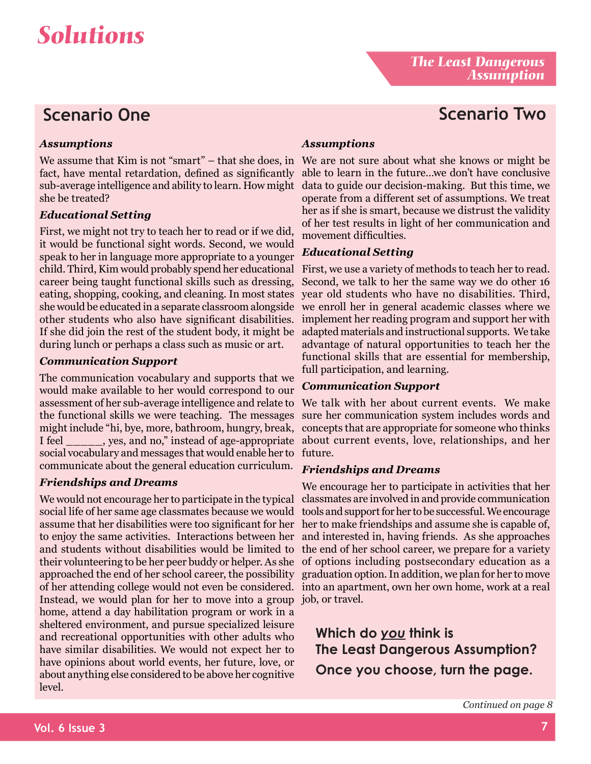# Solutions

*The Least Dangerous Assumption*

## Scenario One

### *Assumptions*

We assume that Kim is not "smart" – that she does, in fact, have mental retardation, defined as significantly sub-average intelligence and ability to learn. How might she be treated?

### *Educational Setting*

First, we might not try to teach her to read or if we did, it would be functional sight words. Second, we would speak to her in language more appropriate to a younger child. Third, Kim would probably spend her educational career being taught functional skills such as dressing, eating, shopping, cooking, and cleaning. In most states she would be educated in a separate classroom alongside other students who also have significant disabilities. If she did join the rest of the student body, it might be during lunch or perhaps a class such as music or art.

### *Communication Support*

The communication vocabulary and supports that we would make available to her would correspond to our assessment of her sub-average intelligence and relate to the functional skills we were teaching. The messages might include "hi, bye, more, bathroom, hungry, break, I feel ______, yes, and no," instead of age-appropriate social vocabulary and messages that would enable her to communicate about the general education curriculum.

### *Friendships and Dreams*

We would not encourage her to participate in the typical social life of her same age classmates because we would assume that her disabilities were too significant for her to enjoy the same activities. Interactions between her and students without disabilities would be limited to their volunteering to be her peer buddy or helper. As she approached the end of her school career, the possibility of her attending college would not even be considered. Instead, we would plan for her to move into a group home, attend a day habilitation program or work in a sheltered environment, and pursue specialized leisure and recreational opportunities with other adults who have similar disabilities. We would not expect her to have opinions about world events, her future, love, or about anything else considered to be above her cognitive level.

## Scenario Two

### *Assumptions*

We are not sure about what she knows or might be able to learn in the future...we don't have conclusive data to guide our decision-making. But this time, we operate from a different set of assumptions. We treat her as if she is smart, because we distrust the validity of her test results in light of her communication and movement difficulties.

### *Educational Setting*

First, we use a variety of methods to teach her to read. Second, we talk to her the same way we do other 16 year old students who have no disabilities. Third, we enroll her in general academic classes where we implement her reading program and support her with adapted materials and instructional supports. We take advantage of natural opportunities to teach her the functional skills that are essential for membership, full participation, and learning.

### *Communication Support*

We talk with her about current events. We make sure her communication system includes words and concepts that are appropriate for someone who thinks about current events, love, relationships, and her future.

### *Friendships and Dreams*

We encourage her to participate in activities that her classmates are involved in and provide communication tools and support for her to be successful. We encourage her to make friendships and assume she is capable of, and interested in, having friends. As she approaches the end of her school career, we prepare for a variety of options including postsecondary education as a graduation option. In addition, we plan for her to move into an apartment, own her own home, work at a real job, or travel.

**Which do *you* think is The Least Dangerous Assumption? Once you choose, turn the page.**

*Continued on page 8*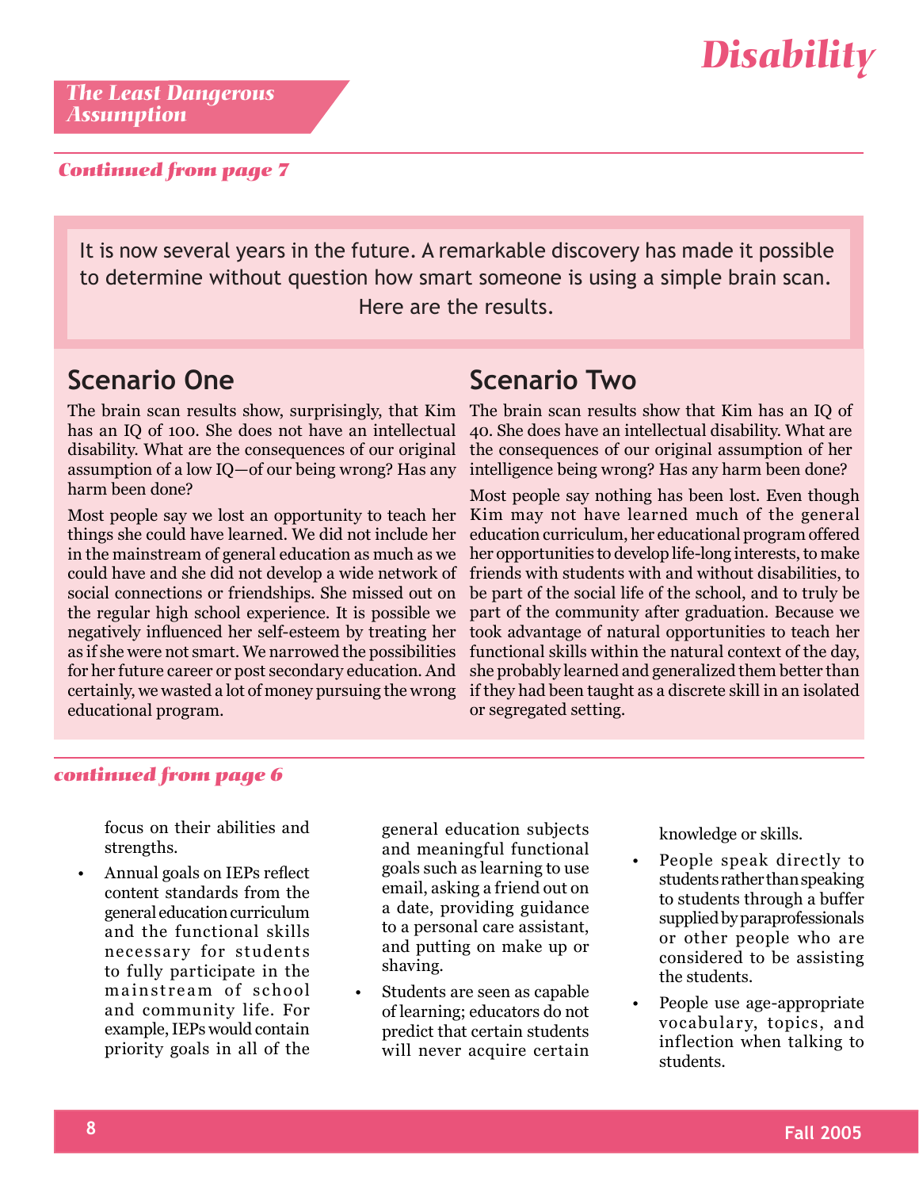## The Least Dangerous Assumption

*Continued from page 7*

It is now several years in the future. A remarkable discovery has made it possible to determine without question how smart someone is using a simple brain scan. Here are the results.

### Scenario One

The brain scan results show, surprisingly, that Kim has an IQ of 100. She does not have an intellectual disability. What are the consequences of our original assumption of a low IQ—of our being wrong? Has any harm been done?

Most people say we lost an opportunity to teach her things she could have learned. We did not include her in the mainstream of general education as much as we could have and she did not develop a wide network of social connections or friendships. She missed out on the regular high school experience. It is possible we negatively influenced her self-esteem by treating her as if she were not smart. We narrowed the possibilities for her future career or post secondary education. And certainly, we wasted a lot of money pursuing the wrong educational program.

### Scenario Two

The brain scan results show that Kim has an IQ of 40. She does have an intellectual disability. What are the consequences of our original assumption of her intelligence being wrong? Has any harm been done?

Most people say nothing has been lost. Even though Kim may not have learned much of the general education curriculum, her educational program offered her opportunities to develop life-long interests, to make friends with students with and without disabilities, to be part of the social life of the school, and to truly be part of the community after graduation. Because we took advantage of natural opportunities to teach her functional skills within the natural context of the day, she probably learned and generalized them better than if they had been taught as a discrete skill in an isolated or segregated setting.

*continued from page 6*

focus on their abilities and strengths.

- Annual goals on IEPs reflect content standards from the general education curriculum and the functional skills necessary for students to fully participate in the mainstream of school and community life. For example, IEPs would contain priority goals in all of the general education subjects and meaningful functional goals such as learning to use email, asking a friend out on a date, providing guidance to a personal care assistant, and putting on make up or shaving.
- Students are seen as capable of learning; educators do not predict that certain students will never acquire certain knowledge or skills.
- People speak directly to students rather than speaking to students through a buffer supplied by paraprofessionals or other people who are considered to be assisting the students.
- People use age-appropriate vocabulary, topics, and inflection when talking to students.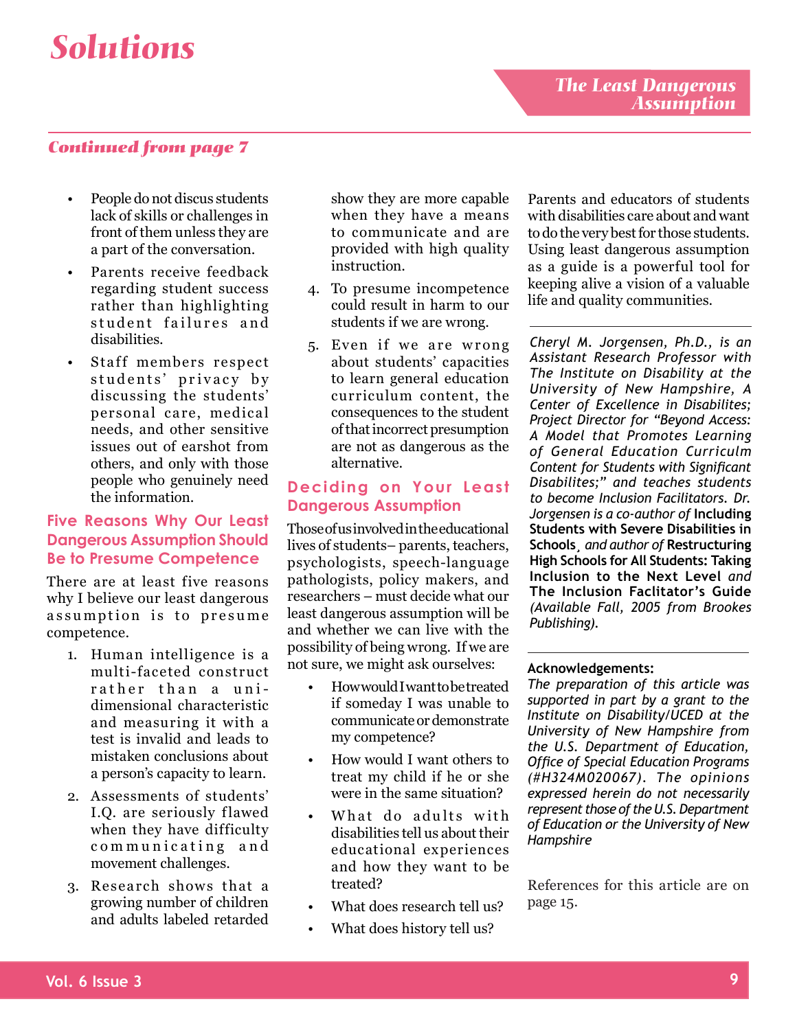# Solutions

## The Least Dangerous Assumption

*Continued from page 7*

- People do not discus students lack of skills or challenges in front of them unless they are a part of the conversation.
- Parents receive feedback regarding student success rather than highlighting student failures and disabilities.
- Staff members respect students' privacy by discussing the students' personal care, medical needs, and other sensitive issues out of earshot from others, and only with those people who genuinely need the information.

### Five Reasons Why Our Least Dangerous Assumption Should Be to Presume Competence

There are at least five reasons why I believe our least dangerous assumption is to presume competence.

1. Human intelligence is a multi-faceted construct rather than a uni-dimensional characteristic and measuring it with a test is invalid and leads to mistaken conclusions about a person's capacity to learn.
2. Assessments of students' I.Q. are seriously flawed when they have difficulty communicating and movement challenges.
3. Research shows that a growing number of children and adults labeled retarded show they are more capable when they have a means to communicate and are provided with high quality instruction.
4. To presume incompetence could result in harm to our students if we are wrong.
5. Even if we are wrong about students' capacities to learn general education curriculum content, the consequences to the student of that incorrect presumption are not as dangerous as the alternative.

### Deciding on Your Least Dangerous Assumption

Those of us involved in the educational lives of students– parents, teachers, psychologists, speech-language pathologists, policy makers, and researchers – must decide what our least dangerous assumption will be and whether we can live with the possibility of being wrong. If we are not sure, we might ask ourselves:

- How would I want to be treated if someday I was unable to communicate or demonstrate my competence?
- How would I want others to treat my child if he or she were in the same situation?
- What do adults with disabilities tell us about their educational experiences and how they want to be treated?
- What does research tell us?
- What does history tell us?

Parents and educators of students with disabilities care about and want to do the very best for those students. Using least dangerous assumption as a guide is a powerful tool for keeping alive a vision of a valuable life and quality communities.

---

*Cheryl M. Jorgensen, Ph.D., is an Assistant Research Professor with The Institute on Disability at the University of New Hampshire, A Center of Excellence in Disabilites; Project Director for "Beyond Access: A Model that Promotes Learning of General Education Curriculm Content for Students with Significant Disabilites;" and teaches students to become Inclusion Facilitators. Dr. Jorgensen is a co-author of* **Including Students with Severe Disabilities in Schools**¸ *and author of* **Restructuring High Schools for All Students: Taking Inclusion to the Next Level** *and* **The Inclusion Faclitator's Guide** *(Available Fall, 2005 from Brookes Publishing).*

---

**Acknowledgements:**
*The preparation of this article was supported in part by a grant to the Institute on Disability/UCED at the University of New Hampshire from the U.S. Department of Education, Office of Special Education Programs (#H324M020067). The opinions expressed herein do not necessarily represent those of the U.S. Department of Education or the University of New Hampshire*

References for this article are on page 15.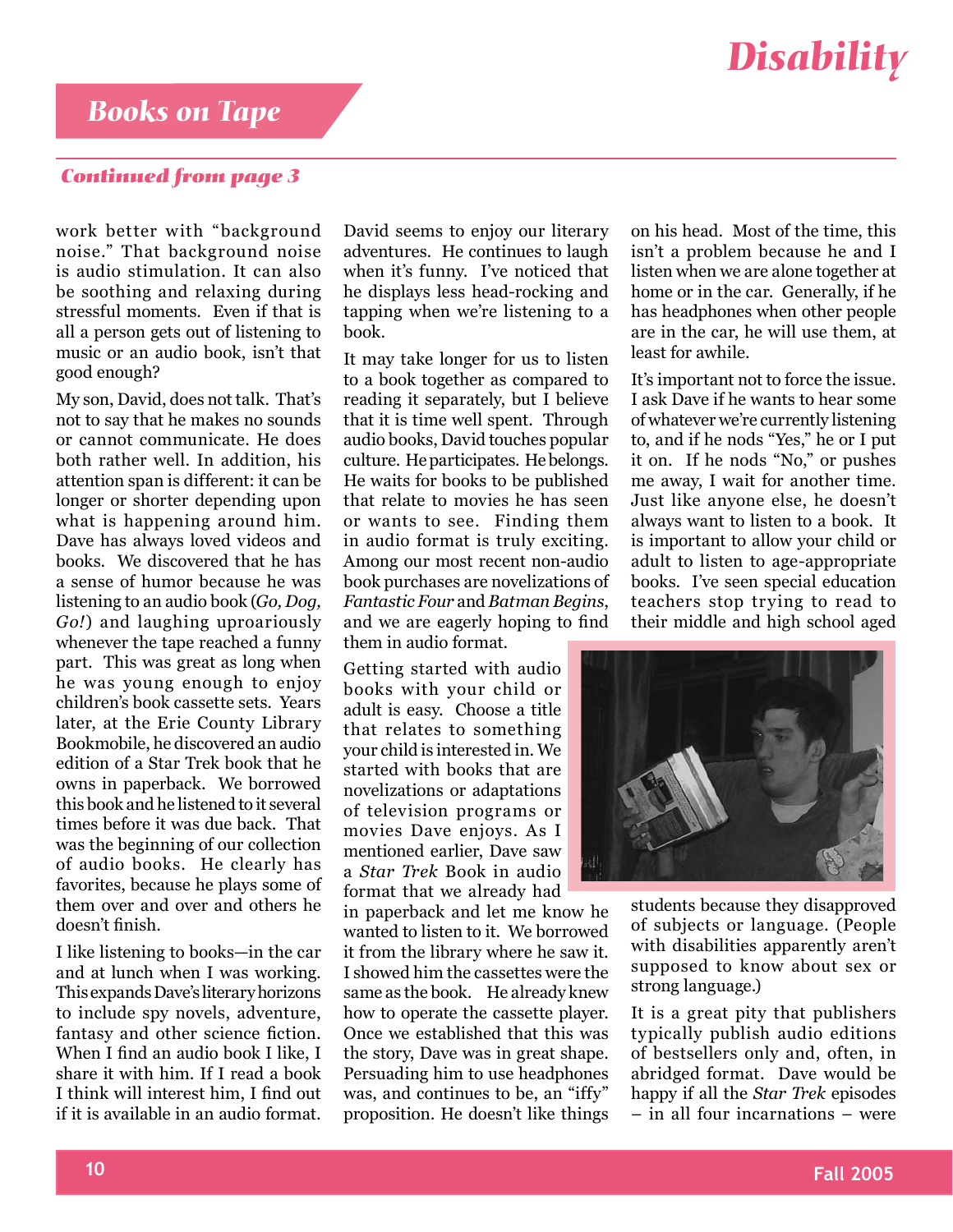# Disability

## Books on Tape

*Continued from page 3*

work better with "background noise." That background noise is audio stimulation. It can also be soothing and relaxing during stressful moments. Even if that is all a person gets out of listening to music or an audio book, isn't that good enough?

My son, David, does not talk. That's not to say that he makes no sounds or cannot communicate. He does both rather well. In addition, his attention span is different: it can be longer or shorter depending upon what is happening around him. Dave has always loved videos and books. We discovered that he has a sense of humor because he was listening to an audio book (*Go, Dog, Go!*) and laughing uproariously whenever the tape reached a funny part. This was great as long when he was young enough to enjoy children's book cassette sets. Years later, at the Erie County Library Bookmobile, he discovered an audio edition of a Star Trek book that he owns in paperback. We borrowed this book and he listened to it several times before it was due back. That was the beginning of our collection of audio books. He clearly has favorites, because he plays some of them over and over and others he doesn't finish.

I like listening to books—in the car and at lunch when I was working. This expands Dave's literary horizons to include spy novels, adventure, fantasy and other science fiction. When I find an audio book I like, I share it with him. If I read a book I think will interest him, I find out if it is available in an audio format. David seems to enjoy our literary adventures. He continues to laugh when it's funny. I've noticed that he displays less head-rocking and tapping when we're listening to a book.

It may take longer for us to listen to a book together as compared to reading it separately, but I believe that it is time well spent. Through audio books, David touches popular culture. He participates. He belongs. He waits for books to be published that relate to movies he has seen or wants to see. Finding them in audio format is truly exciting. Among our most recent non-audio book purchases are novelizations of *Fantastic Four* and *Batman Begins*, and we are eagerly hoping to find them in audio format.

Getting started with audio books with your child or adult is easy. Choose a title that relates to something your child is interested in. We started with books that are novelizations or adaptations of television programs or movies Dave enjoys. As I mentioned earlier, Dave saw a *Star Trek* Book in audio format that we already had in paperback and let me know he wanted to listen to it. We borrowed it from the library where he saw it. I showed him the cassettes were the same as the book. He already knew how to operate the cassette player. Once we established that this was the story, Dave was in great shape. Persuading him to use headphones was, and continues to be, an "iffy" proposition. He doesn't like things on his head. Most of the time, this isn't a problem because he and I listen when we are alone together at home or in the car. Generally, if he has headphones when other people are in the car, he will use them, at least for awhile.

It's important not to force the issue. I ask Dave if he wants to hear some of whatever we're currently listening to, and if he nods "Yes," he or I put it on. If he nods "No," or pushes me away, I wait for another time. Just like anyone else, he doesn't always want to listen to a book. It is important to allow your child or adult to listen to age-appropriate books. I've seen special education teachers stop trying to read to their middle and high school aged students because they disapproved of subjects or language. (People with disabilities apparently aren't supposed to know about sex or strong language.)

It is a great pity that publishers typically publish audio editions of bestsellers only and, often, in abridged format. Dave would be happy if all the *Star Trek* episodes – in all four incarnations – were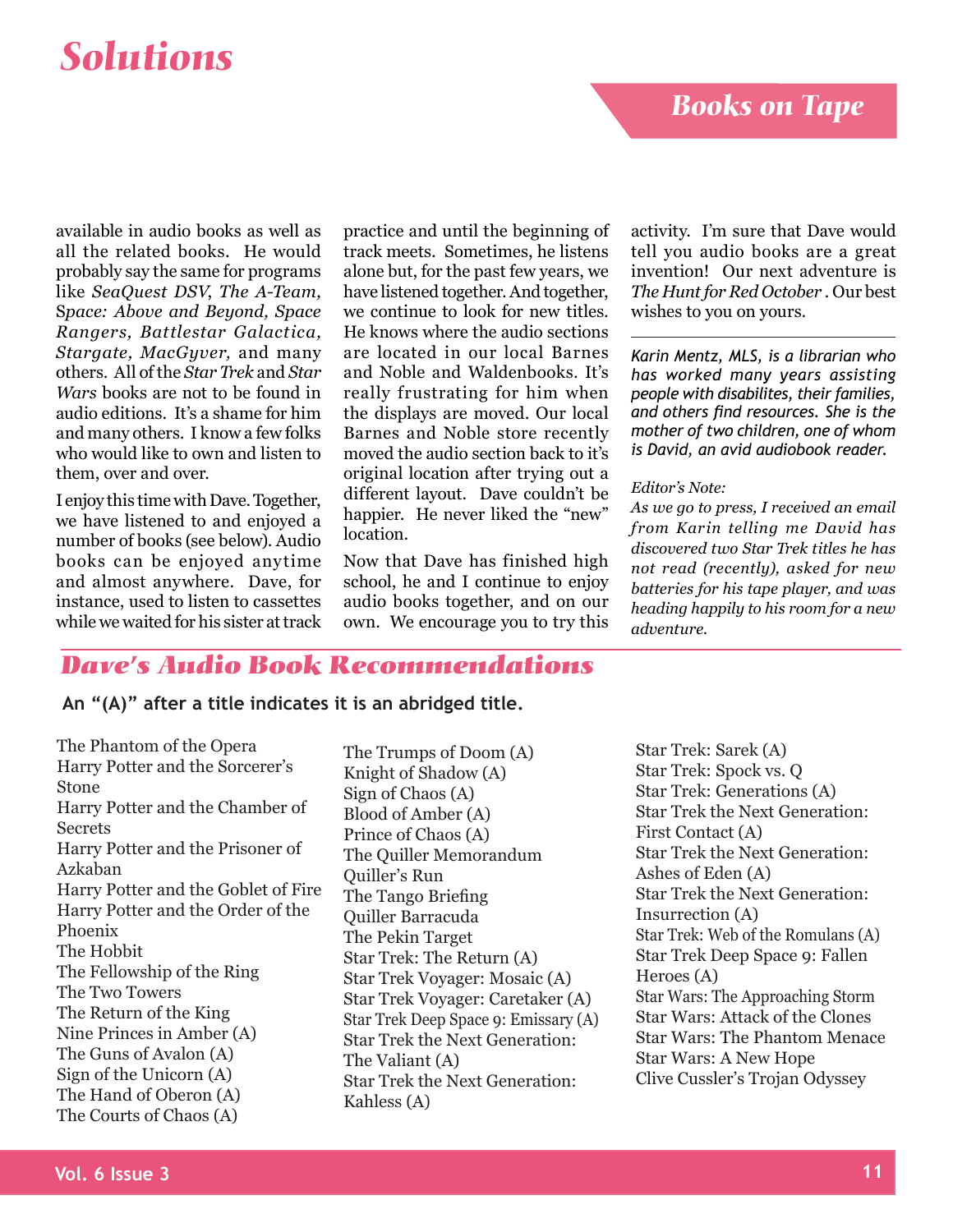# Solutions

## Books on Tape

available in audio books as well as all the related books. He would probably say the same for programs like *SeaQuest DSV*, *The A-Team*, *Space: Above and Beyond, Space Rangers, Battlestar Galactica, Stargate, MacGyver,* and many others. All of the *Star Trek* and *Star Wars* books are not to be found in audio editions. It's a shame for him and many others. I know a few folks who would like to own and listen to them, over and over.

I enjoy this time with Dave. Together, we have listened to and enjoyed a number of books (see below). Audio books can be enjoyed anytime and almost anywhere. Dave, for instance, used to listen to cassettes while we waited for his sister at track practice and until the beginning of track meets. Sometimes, he listens alone but, for the past few years, we have listened together. And together, we continue to look for new titles. He knows where the audio sections are located in our local Barnes and Noble and Waldenbooks. It's really frustrating for him when the displays are moved. Our local Barnes and Noble store recently moved the audio section back to it's original location after trying out a different layout. Dave couldn't be happier. He never liked the "new" location.

Now that Dave has finished high school, he and I continue to enjoy audio books together, and on our own. We encourage you to try this activity. I'm sure that Dave would tell you audio books are a great invention! Our next adventure is *The Hunt for Red October* . Our best wishes to you on yours.

---

*Karin Mentz, MLS, is a librarian who has worked many years assisting people with disabilites, their families, and others find resources. She is the mother of two children, one of whom is David, an avid audiobook reader.*

*Editor's Note:*
*As we go to press, I received an email from Karin telling me David has discovered two Star Trek titles he has not read (recently), asked for new batteries for his tape player, and was heading happily to his room for a new adventure.*

## Dave's Audio Book Recommendations

**An "(A)" after a title indicates it is an abridged title.**

The Phantom of the Opera
Harry Potter and the Sorcerer's Stone
Harry Potter and the Chamber of Secrets
Harry Potter and the Prisoner of Azkaban
Harry Potter and the Goblet of Fire
Harry Potter and the Order of the Phoenix
The Hobbit
The Fellowship of the Ring
The Two Towers
The Return of the King
Nine Princes in Amber (A)
The Guns of Avalon (A)
Sign of the Unicorn (A)
The Hand of Oberon (A)
The Courts of Chaos (A)
The Trumps of Doom (A)
Knight of Shadow (A)
Sign of Chaos (A)
Blood of Amber (A)
Prince of Chaos (A)
The Quiller Memorandum
Quiller's Run
The Tango Briefing
Quiller Barracuda
The Pekin Target
Star Trek: The Return (A)
Star Trek Voyager: Mosaic (A)
Star Trek Voyager: Caretaker (A)
Star Trek Deep Space 9: Emissary (A)
Star Trek the Next Generation: The Valiant (A)
Star Trek the Next Generation: Kahless (A)
Star Trek: Sarek (A)
Star Trek: Spock vs. Q
Star Trek: Generations (A)
Star Trek the Next Generation: First Contact (A)
Star Trek the Next Generation: Ashes of Eden (A)
Star Trek the Next Generation: Insurrection (A)
Star Trek: Web of the Romulans (A)
Star Trek Deep Space 9: Fallen Heroes (A)
Star Wars: The Approaching Storm
Star Wars: Attack of the Clones
Star Wars: The Phantom Menace
Star Wars: A New Hope
Clive Cussler's Trojan Odyssey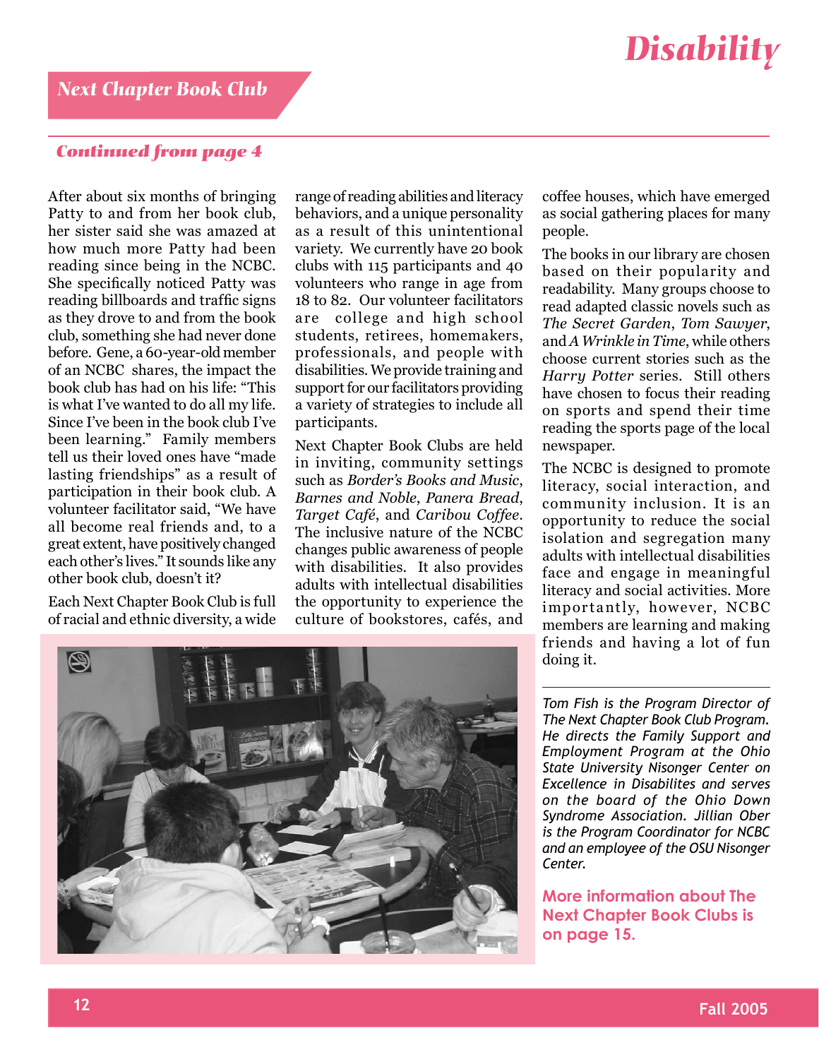## Next Chapter Book Club

*Continued from page 4*

After about six months of bringing Patty to and from her book club, her sister said she was amazed at how much more Patty had been reading since being in the NCBC. She specifically noticed Patty was reading billboards and traffic signs as they drove to and from the book club, something she had never done before. Gene, a 60-year-old member of an NCBC shares, the impact the book club has had on his life: "This is what I've wanted to do all my life. Since I've been in the book club I've been learning." Family members tell us their loved ones have "made lasting friendships" as a result of participation in their book club. A volunteer facilitator said, "We have all become real friends and, to a great extent, have positively changed each other's lives." It sounds like any other book club, doesn't it?

Each Next Chapter Book Club is full of racial and ethnic diversity, a wide range of reading abilities and literacy behaviors, and a unique personality as a result of this unintentional variety. We currently have 20 book clubs with 115 participants and 40 volunteers who range in age from 18 to 82. Our volunteer facilitators are college and high school students, retirees, homemakers, professionals, and people with disabilities. We provide training and support for our facilitators providing a variety of strategies to include all participants.

Next Chapter Book Clubs are held in inviting, community settings such as *Border's Books and Music*, *Barnes and Noble*, *Panera Bread*, *Target Café*, and *Caribou Coffee*. The inclusive nature of the NCBC changes public awareness of people with disabilities. It also provides adults with intellectual disabilities the opportunity to experience the culture of bookstores, cafés, and coffee houses, which have emerged as social gathering places for many people.

The books in our library are chosen based on their popularity and readability. Many groups choose to read adapted classic novels such as *The Secret Garden*, *Tom Sawyer*, and *A Wrinkle in Time*, while others choose current stories such as the *Harry Potter* series. Still others have chosen to focus their reading on sports and spend their time reading the sports page of the local newspaper.

The NCBC is designed to promote literacy, social interaction, and community inclusion. It is an opportunity to reduce the social isolation and segregation many adults with intellectual disabilities face and engage in meaningful literacy and social activities. More importantly, however, NCBC members are learning and making friends and having a lot of fun doing it.

---

*Tom Fish is the Program Director of The Next Chapter Book Club Program. He directs the Family Support and Employment Program at the Ohio State University Nisonger Center on Excellence in Disabilites and serves on the board of the Ohio Down Syndrome Association. Jillian Ober is the Program Coordinator for NCBC and an employee of the OSU Nisonger Center.*

**More information about The Next Chapter Book Clubs is on page 15.**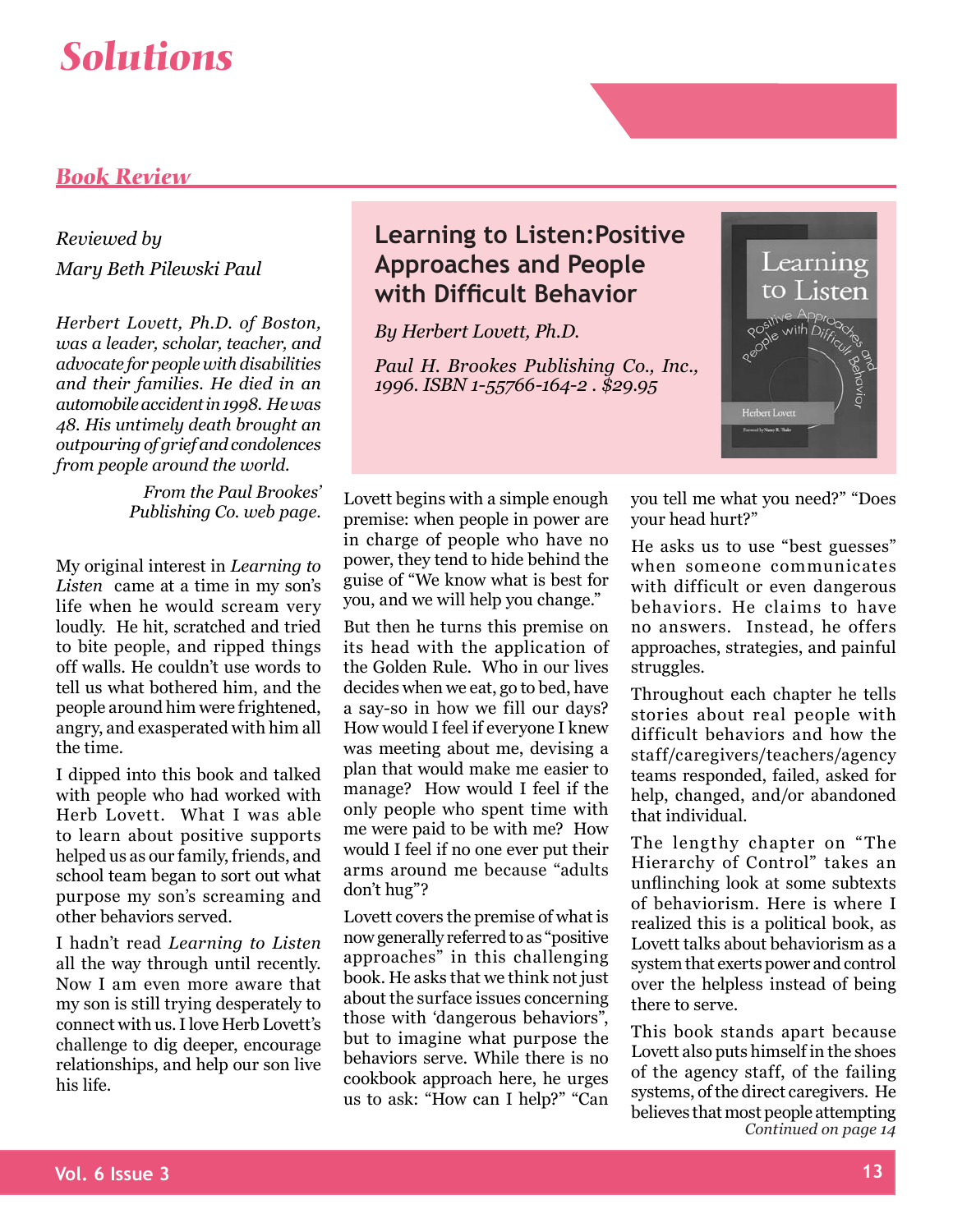# Solutions

## Book Review

### Learning to Listen: Positive Approaches and People with Difficult Behavior

*By Herbert Lovett, Ph.D.*

*Paul H. Brookes Publishing Co., Inc., 1996. ISBN 1-55766-164-2 . $29.95*

*Reviewed by*
*Mary Beth Pilewski Paul*

*Herbert Lovett, Ph.D. of Boston, was a leader, scholar, teacher, and advocate for people with disabilities and their families. He died in an automobile accident in 1998. He was 48. His untimely death brought an outpouring of grief and condolences from people around the world.*

*From the Paul Brookes' Publishing Co. web page.*

My original interest in *Learning to Listen* came at a time in my son's life when he would scream very loudly. He hit, scratched and tried to bite people, and ripped things off walls. He couldn't use words to tell us what bothered him, and the people around him were frightened, angry, and exasperated with him all the time.

I dipped into this book and talked with people who had worked with Herb Lovett. What I was able to learn about positive supports helped us as our family, friends, and school team began to sort out what purpose my son's screaming and other behaviors served.

I hadn't read *Learning to Listen* all the way through until recently. Now I am even more aware that my son is still trying desperately to connect with us. I love Herb Lovett's challenge to dig deeper, encourage relationships, and help our son live his life.

Lovett begins with a simple enough premise: when people in power are in charge of people who have no power, they tend to hide behind the guise of "We know what is best for you, and we will help you change."

But then he turns this premise on its head with the application of the Golden Rule. Who in our lives decides when we eat, go to bed, have a say-so in how we fill our days? How would I feel if everyone I knew was meeting about me, devising a plan that would make me easier to manage? How would I feel if the only people who spent time with me were paid to be with me? How would I feel if no one ever put their arms around me because "adults don't hug"?

Lovett covers the premise of what is now generally referred to as "positive approaches" in this challenging book. He asks that we think not just about the surface issues concerning those with 'dangerous behaviors", but to imagine what purpose the behaviors serve. While there is no cookbook approach here, he urges us to ask: "How can I help?" "Can you tell me what you need?" "Does your head hurt?"

He asks us to use "best guesses" when someone communicates with difficult or even dangerous behaviors. He claims to have no answers. Instead, he offers approaches, strategies, and painful struggles.

Throughout each chapter he tells stories about real people with difficult behaviors and how the staff/caregivers/teachers/agency teams responded, failed, asked for help, changed, and/or abandoned that individual.

The lengthy chapter on "The Hierarchy of Control" takes an unflinching look at some subtexts of behaviorism. Here is where I realized this is a political book, as Lovett talks about behaviorism as a system that exerts power and control over the helpless instead of being there to serve.

This book stands apart because Lovett also puts himself in the shoes of the agency staff, of the failing systems, of the direct caregivers. He believes that most people attempting

*Continued on page 14*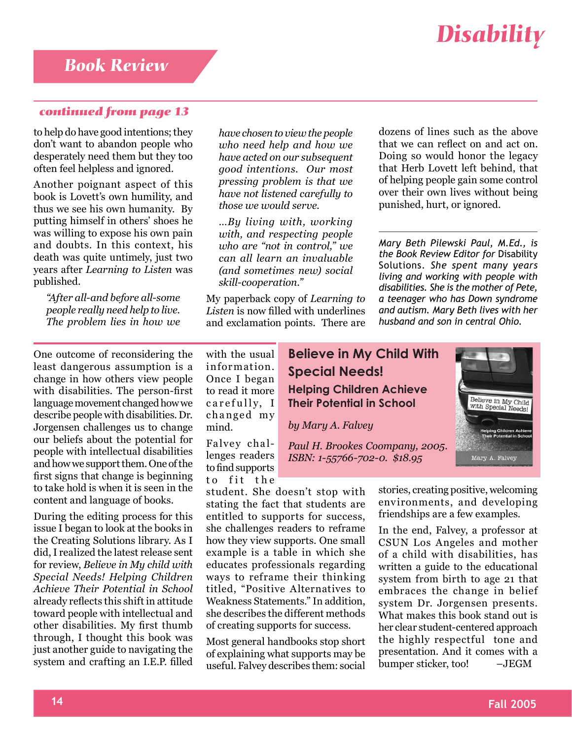## Book Review

*continued from page 13*

to help do have good intentions; they don't want to abandon people who desperately need them but they too often feel helpless and ignored.

Another poignant aspect of this book is Lovett's own humility, and thus we see his own humanity. By putting himself in others' shoes he was willing to expose his own pain and doubts. In this context, his death was quite untimely, just two years after *Learning to Listen* was published.

> *"After all-and before all-some people really need help to live. The problem lies in how we have chosen to view the people who need help and how we have acted on our subsequent good intentions. Our most pressing problem is that we have not listened carefully to those we would serve.*
>
> *...By living with, working with, and respecting people who are "not in control," we can all learn an invaluable (and sometimes new) social skill-cooperation."*

My paperback copy of *Learning to Listen* is now filled with underlines and exclamation points. There are dozens of lines such as the above that we can reflect on and act on. Doing so would honor the legacy that Herb Lovett left behind, that of helping people gain some control over their own lives without being punished, hurt, or ignored.

---

*Mary Beth Pilewski Paul, M.Ed., is the Book Review Editor for* Disability Solutions. *She spent many years living and working with people with disabilities. She is the mother of Pete, a teenager who has Down syndrome and autism. Mary Beth lives with her husband and son in central Ohio.*

---

### Believe in My Child With Special Needs!
#### Helping Children Achieve Their Potential in School

*by Mary A. Falvey*

*Paul H. Brookes Coompany, 2005. ISBN: 1-55766-702-0. $18.95*

One outcome of reconsidering the least dangerous assumption is a change in how others view people with disabilities. The person-first language movement changed how we describe people with disabilities. Dr. Jorgensen challenges us to change our beliefs about the potential for people with intellectual disabilities and how we support them. One of the first signs that change is beginning to take hold is when it is seen in the content and language of books.

During the editing process for this issue I began to look at the books in the Creating Solutions library. As I did, I realized the latest release sent for review, *Believe in My child with Special Needs! Helping Children Achieve Their Potential in School* already reflects this shift in attitude toward people with intellectual and other disabilities. My first thumb through, I thought this book was just another guide to navigating the system and crafting an I.E.P. filled with the usual information. Once I began to read it more carefully, I changed my mind.

Falvey challenges readers to find supports to fit the student. She doesn't stop with stating the fact that students are entitled to supports for success, she challenges readers to reframe how they view supports. One small example is a table in which she educates professionals regarding ways to reframe their thinking titled, "Positive Alternatives to Weakness Statements." In addition, she describes the different methods of creating supports for success.

Most general handbooks stop short of explaining what supports may be useful. Falvey describes them: social stories, creating positive, welcoming environments, and developing friendships are a few examples.

In the end, Falvey, a professor at CSUN Los Angeles and mother of a child with disabilities, has written a guide to the educational system from birth to age 21 that embraces the change in belief system Dr. Jorgensen presents. What makes this book stand out is her clear student-centered approach the highly respectful tone and presentation. And it comes with a bumper sticker, too! –JEGM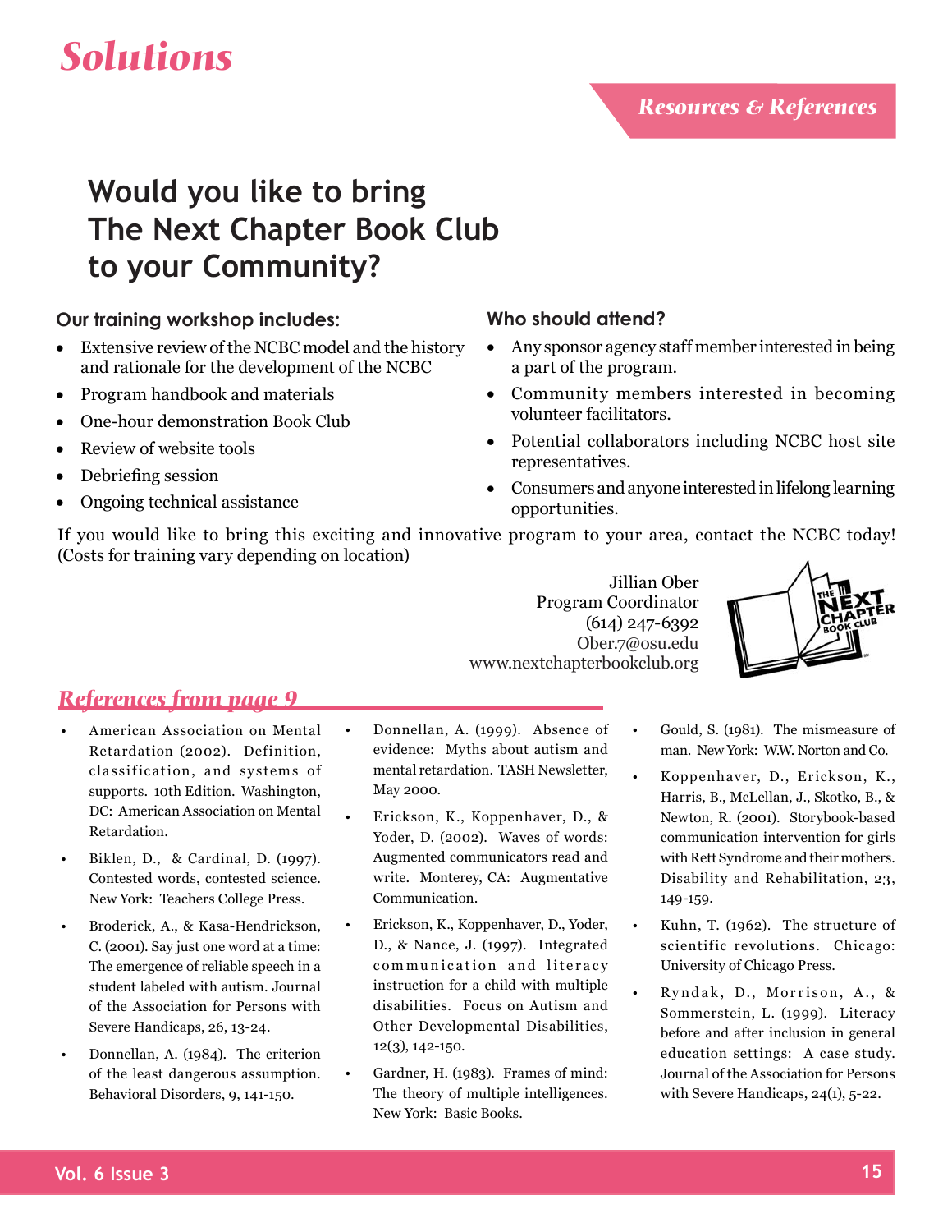# Solutions

## Resources & References

## Would you like to bring The Next Chapter Book Club to your Community?

### Our training workshop includes:

- Extensive review of the NCBC model and the history and rationale for the development of the NCBC
- Program handbook and materials
- One-hour demonstration Book Club
- Review of website tools
- Debriefing session
- Ongoing technical assistance

### Who should attend?

- Any sponsor agency staff member interested in being a part of the program.
- Community members interested in becoming volunteer facilitators.
- Potential collaborators including NCBC host site representatives.
- Consumers and anyone interested in lifelong learning opportunities.

If you would like to bring this exciting and innovative program to your area, contact the NCBC today! (Costs for training vary depending on location)

Jillian Ober
Program Coordinator
(614) 247-6392
Ober.7@osu.edu
www.nextchapterbookclub.org

## References from page 9

- American Association on Mental Retardation (2002). Definition, classification, and systems of supports. 10th Edition. Washington, DC: American Association on Mental Retardation.
- Biklen, D., & Cardinal, D. (1997). Contested words, contested science. New York: Teachers College Press.
- Broderick, A., & Kasa-Hendrickson, C. (2001). Say just one word at a time: The emergence of reliable speech in a student labeled with autism. Journal of the Association for Persons with Severe Handicaps, 26, 13-24.
- Donnellan, A. (1984). The criterion of the least dangerous assumption. Behavioral Disorders, 9, 141-150.
- Donnellan, A. (1999). Absence of evidence: Myths about autism and mental retardation. TASH Newsletter, May 2000.
- Erickson, K., Koppenhaver, D., & Yoder, D. (2002). Waves of words: Augmented communicators read and write. Monterey, CA: Augmentative Communication.
- Erickson, K., Koppenhaver, D., Yoder, D., & Nance, J. (1997). Integrated communication and literacy instruction for a child with multiple disabilities. Focus on Autism and Other Developmental Disabilities, 12(3), 142-150.
- Gardner, H. (1983). Frames of mind: The theory of multiple intelligences. New York: Basic Books.
- Gould, S. (1981). The mismeasure of man. New York: W.W. Norton and Co.
- Koppenhaver, D., Erickson, K., Harris, B., McLellan, J., Skotko, B., & Newton, R. (2001). Storybook-based communication intervention for girls with Rett Syndrome and their mothers. Disability and Rehabilitation, 23, 149-159.
- Kuhn, T. (1962). The structure of scientific revolutions. Chicago: University of Chicago Press.
- Ryndak, D., Morrison, A., & Sommerstein, L. (1999). Literacy before and after inclusion in general education settings: A case study. Journal of the Association for Persons with Severe Handicaps, 24(1), 5-22.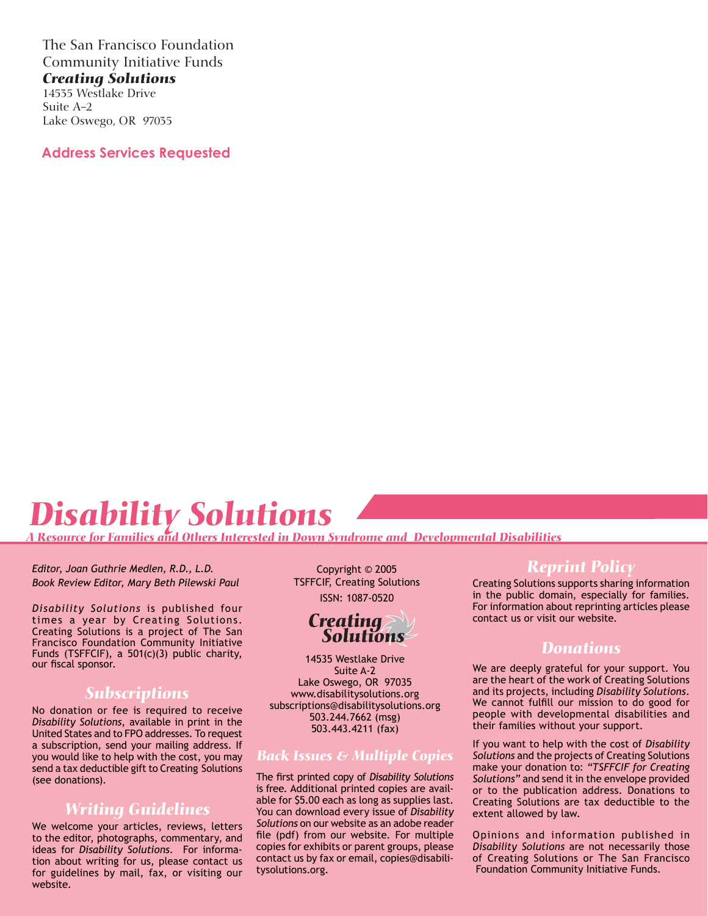The San Francisco Foundation
Community Initiative Funds
***Creating Solutions***
14535 Westlake Drive
Suite A-2
Lake Oswego, OR 97035

**Address Services Requested**

# *Disability Solutions*

*A Resource for Families and Others Interested in Down Syndrome and Developmental Disabilities*

*Editor, Joan Guthrie Medlen, R.D., L.D.*
*Book Review Editor, Mary Beth Pilewski Paul*

*Disability Solutions* is published four times a year by Creating Solutions. Creating Solutions is a project of The San Francisco Foundation Community Initiative Funds (TSFFCIF), a 501(c)(3) public charity, our fiscal sponsor.

## *Subscriptions*

No donation or fee is required to receive *Disability Solutions*, available in print in the United States and to FPO addresses. To request a subscription, send your mailing address. If you would like to help with the cost, you may send a tax deductible gift to Creating Solutions (see donations).

## *Writing Guidelines*

We welcome your articles, reviews, letters to the editor, photographs, commentary, and ideas for *Disability Solutions*. For information about writing for us, please contact us for guidelines by mail, fax, or visiting our website.

Copyright © 2005
TSFFCIF, Creating Solutions
ISSN: 1087-0520

*Creating Solutions*

14535 Westlake Drive
Suite A-2
Lake Oswego, OR 97035
www.disabilitysolutions.org
subscriptions@disabilitysolutions.org
503.244.7662 (msg)
503.443.4211 (fax)

## *Back Issues & Multiple Copies*

The first printed copy of *Disability Solutions* is free. Additional printed copies are available for $5.00 each as long as supplies last. You can download every issue of *Disability Solutions* on our website as an adobe reader file (pdf) from our website. For multiple copies for exhibits or parent groups, please contact us by fax or email, copies@disabilitysolutions.org.

## *Reprint Policy*

Creating Solutions supports sharing information in the public domain, especially for families. For information about reprinting articles please contact us or visit our website.

## *Donations*

We are deeply grateful for your support. You are the heart of the work of Creating Solutions and its projects, including *Disability Solutions*. We cannot fulfill our mission to do good for people with developmental disabilities and their families without your support.

If you want to help with the cost of *Disability Solutions* and the projects of Creating Solutions make your donation to: *"TSFFCIF for Creating Solutions"* and send it in the envelope provided or to the publication address. Donations to Creating Solutions are tax deductible to the extent allowed by law.

Opinions and information published in *Disability Solutions* are not necessarily those of Creating Solutions or The San Francisco Foundation Community Initiative Funds.